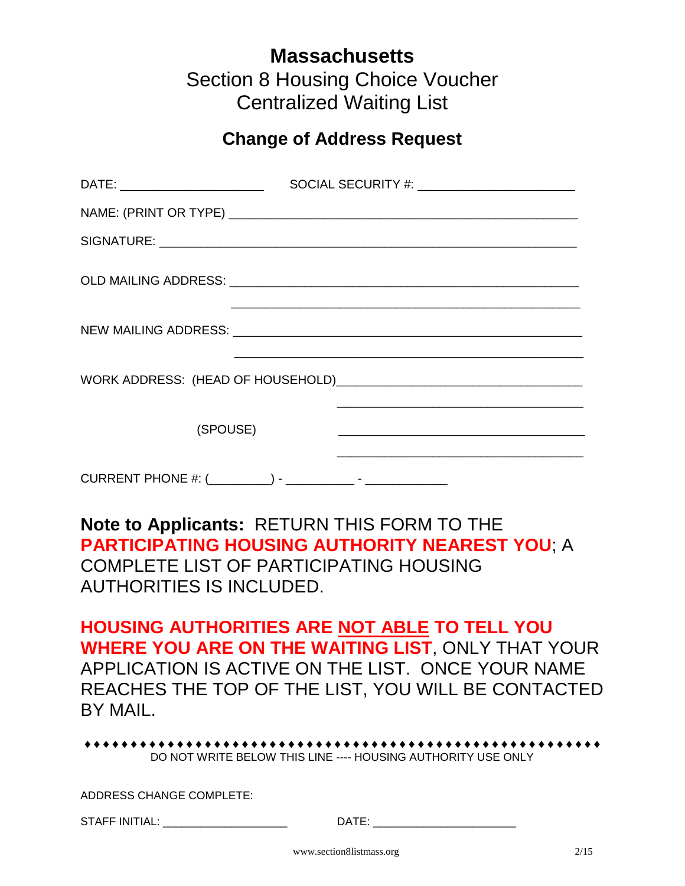# Massachusetts

## Section 8 Housing Choice Voucher Centralized Waiting List

## Change of Address Request

DATE: ____________________ SOCIAL SECURITY #: ______________________

NAME: (PRINT OR TYPE) ______________________________________________

SIGNATURE: ________________________________________________________

OLD MAILING ADDRESS: _______________________________________________

_______________________________________________

NEW MAILING ADDRESS: _______________________________________________

_______________________________________________

WORK ADDRESS: (HEAD OF HOUSEHOLD)___________________________________

___________________________________

(SPOUSE) ___________________________________

___________________________________

CURRENT PHONE #: (________) - _________ - ___________

**Note to Applicants:** RETURN THIS FORM TO THE **PARTICIPATING HOUSING AUTHORITY NEAREST YOU**; A COMPLETE LIST OF PARTICIPATING HOUSING AUTHORITIES IS INCLUDED.

**HOUSING AUTHORITIES ARE NOT ABLE TO TELL YOU WHERE YOU ARE ON THE WAITING LIST**, ONLY THAT YOUR APPLICATION IS ACTIVE ON THE LIST. ONCE YOUR NAME REACHES THE TOP OF THE LIST, YOU WILL BE CONTACTED BY MAIL.

♦♦♦♦♦♦♦♦♦♦♦♦♦♦♦♦♦♦♦♦♦♦♦♦♦♦♦♦♦♦♦♦♦♦♦♦♦♦♦♦♦♦♦♦♦♦♦♦♦♦♦♦♦♦♦♦

DO NOT WRITE BELOW THIS LINE ---- HOUSING AUTHORITY USE ONLY

ADDRESS CHANGE COMPLETE:

STAFF INITIAL: ___________________ DATE: ______________________

www.section8listmass.org 2/15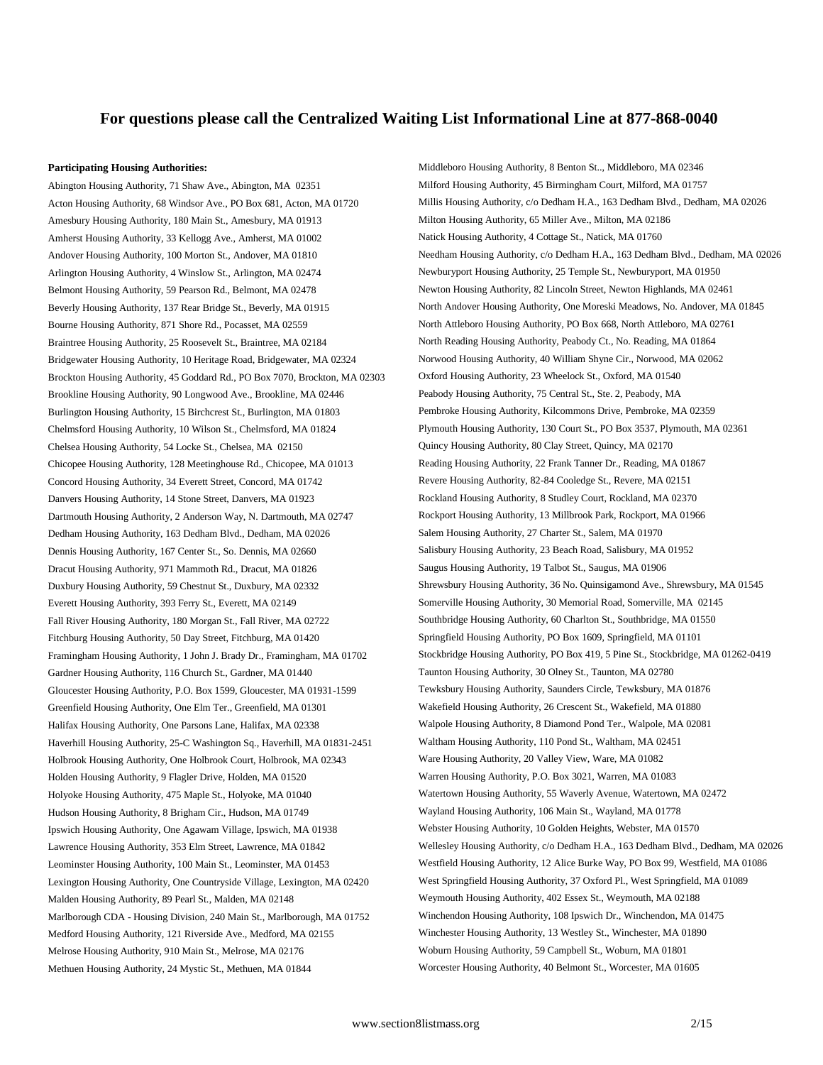**For questions please call the Centralized Waiting List Informational Line at 877-868-0040**

**Participating Housing Authorities:**

Abington Housing Authority, 71 Shaw Ave., Abington, MA 02351
Acton Housing Authority, 68 Windsor Ave., PO Box 681, Acton, MA 01720
Amesbury Housing Authority, 180 Main St., Amesbury, MA 01913
Amherst Housing Authority, 33 Kellogg Ave., Amherst, MA 01002
Andover Housing Authority, 100 Morton St., Andover, MA 01810
Arlington Housing Authority, 4 Winslow St., Arlington, MA 02474
Belmont Housing Authority, 59 Pearson Rd., Belmont, MA 02478
Beverly Housing Authority, 137 Rear Bridge St., Beverly, MA 01915
Bourne Housing Authority, 871 Shore Rd., Pocasset, MA 02559
Braintree Housing Authority, 25 Roosevelt St., Braintree, MA 02184
Bridgewater Housing Authority, 10 Heritage Road, Bridgewater, MA 02324
Brockton Housing Authority, 45 Goddard Rd., PO Box 7070, Brockton, MA 02303
Brookline Housing Authority, 90 Longwood Ave., Brookline, MA 02446
Burlington Housing Authority, 15 Birchcrest St., Burlington, MA 01803
Chelmsford Housing Authority, 10 Wilson St., Chelmsford, MA 01824
Chelsea Housing Authority, 54 Locke St., Chelsea, MA 02150
Chicopee Housing Authority, 128 Meetinghouse Rd., Chicopee, MA 01013
Concord Housing Authority, 34 Everett Street, Concord, MA 01742
Danvers Housing Authority, 14 Stone Street, Danvers, MA 01923
Dartmouth Housing Authority, 2 Anderson Way, N. Dartmouth, MA 02747
Dedham Housing Authority, 163 Dedham Blvd., Dedham, MA 02026
Dennis Housing Authority, 167 Center St., So. Dennis, MA 02660
Dracut Housing Authority, 971 Mammoth Rd., Dracut, MA 01826
Duxbury Housing Authority, 59 Chestnut St., Duxbury, MA 02332
Everett Housing Authority, 393 Ferry St., Everett, MA 02149
Fall River Housing Authority, 180 Morgan St., Fall River, MA 02722
Fitchburg Housing Authority, 50 Day Street, Fitchburg, MA 01420
Framingham Housing Authority, 1 John J. Brady Dr., Framingham, MA 01702
Gardner Housing Authority, 116 Church St., Gardner, MA 01440
Gloucester Housing Authority, P.O. Box 1599, Gloucester, MA 01931-1599
Greenfield Housing Authority, One Elm Ter., Greenfield, MA 01301
Halifax Housing Authority, One Parsons Lane, Halifax, MA 02338
Haverhill Housing Authority, 25-C Washington Sq., Haverhill, MA 01831-2451
Holbrook Housing Authority, One Holbrook Court, Holbrook, MA 02343
Holden Housing Authority, 9 Flagler Drive, Holden, MA 01520
Holyoke Housing Authority, 475 Maple St., Holyoke, MA 01040
Hudson Housing Authority, 8 Brigham Cir., Hudson, MA 01749
Ipswich Housing Authority, One Agawam Village, Ipswich, MA 01938
Lawrence Housing Authority, 353 Elm Street, Lawrence, MA 01842
Leominster Housing Authority, 100 Main St., Leominster, MA 01453
Lexington Housing Authority, One Countryside Village, Lexington, MA 02420
Malden Housing Authority, 89 Pearl St., Malden, MA 02148
Marlborough CDA - Housing Division, 240 Main St., Marlborough, MA 01752
Medford Housing Authority, 121 Riverside Ave., Medford, MA 02155
Melrose Housing Authority, 910 Main St., Melrose, MA 02176
Methuen Housing Authority, 24 Mystic St., Methuen, MA 01844
Middleboro Housing Authority, 8 Benton St.., Middleboro, MA 02346
Milford Housing Authority, 45 Birmingham Court, Milford, MA 01757
Millis Housing Authority, c/o Dedham H.A., 163 Dedham Blvd., Dedham, MA 02026
Milton Housing Authority, 65 Miller Ave., Milton, MA 02186
Natick Housing Authority, 4 Cottage St., Natick, MA 01760
Needham Housing Authority, c/o Dedham H.A., 163 Dedham Blvd., Dedham, MA 02026
Newburyport Housing Authority, 25 Temple St., Newburyport, MA 01950
Newton Housing Authority, 82 Lincoln Street, Newton Highlands, MA 02461
North Andover Housing Authority, One Moreski Meadows, No. Andover, MA 01845
North Attleboro Housing Authority, PO Box 668, North Attleboro, MA 02761
North Reading Housing Authority, Peabody Ct., No. Reading, MA 01864
Norwood Housing Authority, 40 William Shyne Cir., Norwood, MA 02062
Oxford Housing Authority, 23 Wheelock St., Oxford, MA 01540
Peabody Housing Authority, 75 Central St., Ste. 2, Peabody, MA
Pembroke Housing Authority, Kilcommons Drive, Pembroke, MA 02359
Plymouth Housing Authority, 130 Court St., PO Box 3537, Plymouth, MA 02361
Quincy Housing Authority, 80 Clay Street, Quincy, MA 02170
Reading Housing Authority, 22 Frank Tanner Dr., Reading, MA 01867
Revere Housing Authority, 82-84 Cooledge St., Revere, MA 02151
Rockland Housing Authority, 8 Studley Court, Rockland, MA 02370
Rockport Housing Authority, 13 Millbrook Park, Rockport, MA 01966
Salem Housing Authority, 27 Charter St., Salem, MA 01970
Salisbury Housing Authority, 23 Beach Road, Salisbury, MA 01952
Saugus Housing Authority, 19 Talbot St., Saugus, MA 01906
Shrewsbury Housing Authority, 36 No. Quinsigamond Ave., Shrewsbury, MA 01545
Somerville Housing Authority, 30 Memorial Road, Somerville, MA 02145
Southbridge Housing Authority, 60 Charlton St., Southbridge, MA 01550
Springfield Housing Authority, PO Box 1609, Springfield, MA 01101
Stockbridge Housing Authority, PO Box 419, 5 Pine St., Stockbridge, MA 01262-0419
Taunton Housing Authority, 30 Olney St., Taunton, MA 02780
Tewksbury Housing Authority, Saunders Circle, Tewksbury, MA 01876
Wakefield Housing Authority, 26 Crescent St., Wakefield, MA 01880
Walpole Housing Authority, 8 Diamond Pond Ter., Walpole, MA 02081
Waltham Housing Authority, 110 Pond St., Waltham, MA 02451
Ware Housing Authority, 20 Valley View, Ware, MA 01082
Warren Housing Authority, P.O. Box 3021, Warren, MA 01083
Watertown Housing Authority, 55 Waverly Avenue, Watertown, MA 02472
Wayland Housing Authority, 106 Main St., Wayland, MA 01778
Webster Housing Authority, 10 Golden Heights, Webster, MA 01570
Wellesley Housing Authority, c/o Dedham H.A., 163 Dedham Blvd., Dedham, MA 02026
Westfield Housing Authority, 12 Alice Burke Way, PO Box 99, Westfield, MA 01086
West Springfield Housing Authority, 37 Oxford Pl., West Springfield, MA 01089
Weymouth Housing Authority, 402 Essex St., Weymouth, MA 02188
Winchendon Housing Authority, 108 Ipswich Dr., Winchendon, MA 01475
Winchester Housing Authority, 13 Westley St., Winchester, MA 01890
Woburn Housing Authority, 59 Campbell St., Woburn, MA 01801
Worcester Housing Authority, 40 Belmont St., Worcester, MA 01605

www.section8listmass.org